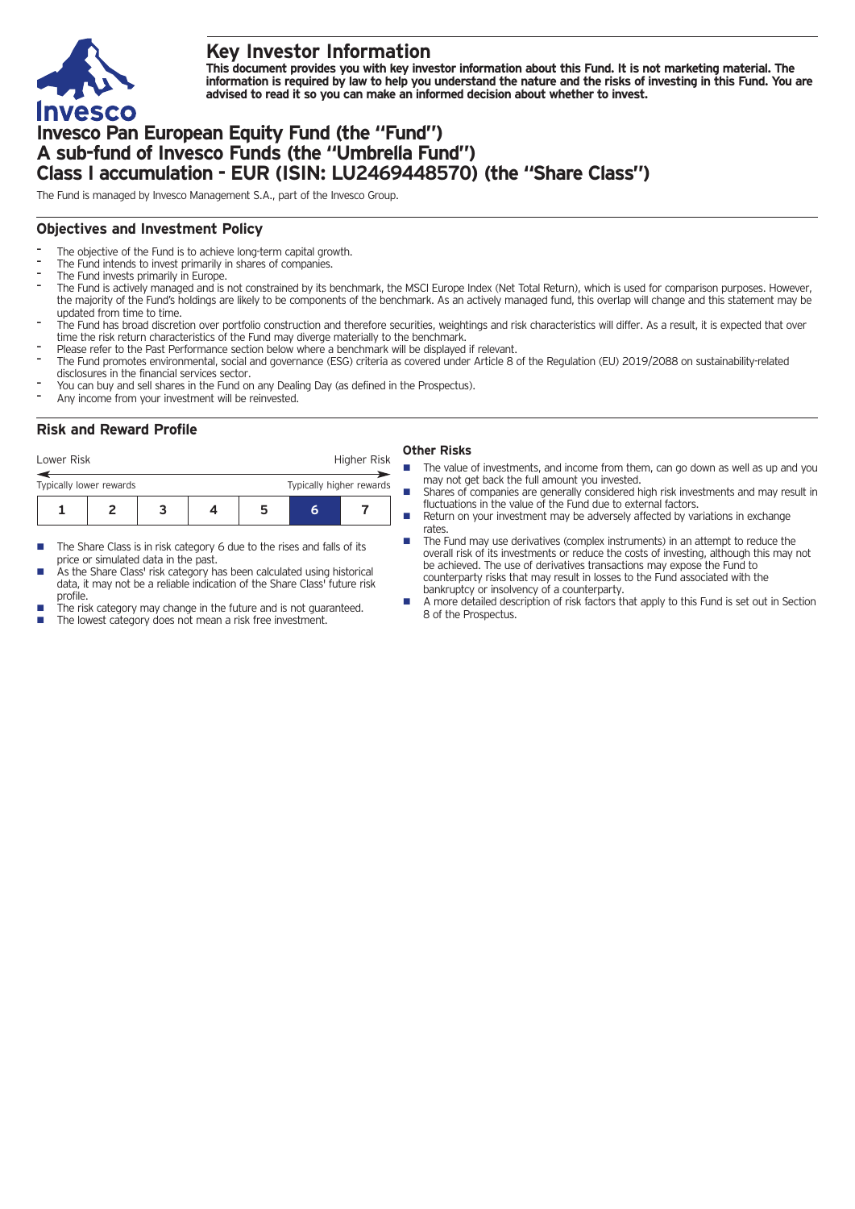# Key Investor Information

**This document provides you with key investor information about this Fund. It is not marketing material. The information is required by law to help you understand the nature and the risks of investing in this Fund. You are advised to read it so you can make an informed decision about whether to invest.**

# Invesco Pan European Equity Fund (the "Fund")
# A sub-fund of Invesco Funds (the "Umbrella Fund")
# Class I accumulation - EUR (ISIN: LU2469448570) (the "Share Class")

The Fund is managed by Invesco Management S.A., part of the Invesco Group.

## Objectives and Investment Policy

- The objective of the Fund is to achieve long-term capital growth.
- The Fund intends to invest primarily in shares of companies.
- The Fund invests primarily in Europe.
- The Fund is actively managed and is not constrained by its benchmark, the MSCI Europe Index (Net Total Return), which is used for comparison purposes. However, the majority of the Fund's holdings are likely to be components of the benchmark. As an actively managed fund, this overlap will change and this statement may be updated from time to time.
- The Fund has broad discretion over portfolio construction and therefore securities, weightings and risk characteristics will differ. As a result, it is expected that over time the risk return characteristics of the Fund may diverge materially to the benchmark.
- Please refer to the Past Performance section below where a benchmark will be displayed if relevant.
- The Fund promotes environmental, social and governance (ESG) criteria as covered under Article 8 of the Regulation (EU) 2019/2088 on sustainability-related disclosures in the financial services sector.
- You can buy and sell shares in the Fund on any Dealing Day (as defined in the Prospectus).
- Any income from your investment will be reinvested.

## Risk and Reward Profile

| Lower Risk | | | | | | Higher Risk |
|---|---|---|---|---|---|---|
| Typically lower rewards | | | | | | Typically higher rewards |
| 1 | 2 | 3 | 4 | 5 | **6** | 7 |

- The Share Class is in risk category 6 due to the rises and falls of its price or simulated data in the past.
- As the Share Class' risk category has been calculated using historical data, it may not be a reliable indication of the Share Class' future risk profile.
- The risk category may change in the future and is not guaranteed.
- The lowest category does not mean a risk free investment.

### Other Risks

- The value of investments, and income from them, can go down as well as up and you may not get back the full amount you invested.
- Shares of companies are generally considered high risk investments and may result in fluctuations in the value of the Fund due to external factors.
- Return on your investment may be adversely affected by variations in exchange rates.
- The Fund may use derivatives (complex instruments) in an attempt to reduce the overall risk of its investments or reduce the costs of investing, although this may not be achieved. The use of derivatives transactions may expose the Fund to counterparty risks that may result in losses to the Fund associated with the bankruptcy or insolvency of a counterparty.
- A more detailed description of risk factors that apply to this Fund is set out in Section 8 of the Prospectus.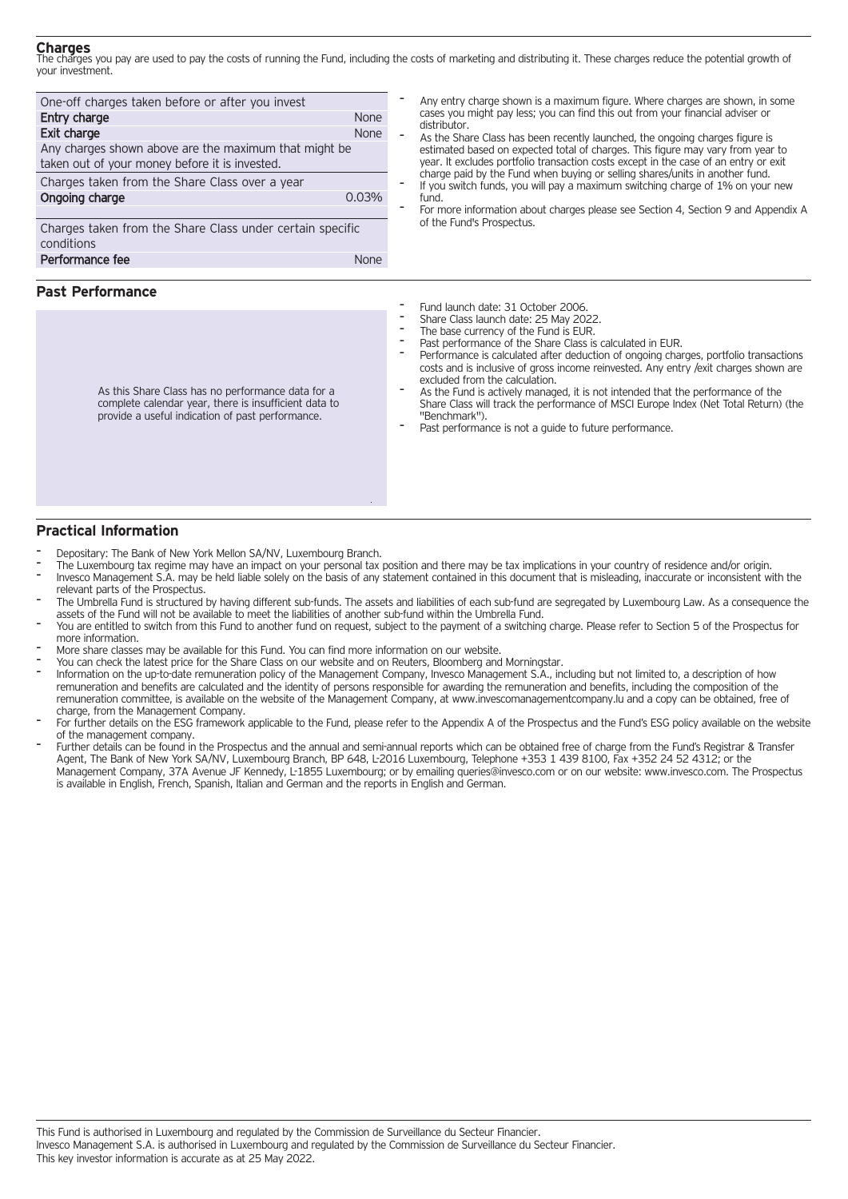## Charges

The charges you pay are used to pay the costs of running the Fund, including the costs of marketing and distributing it. These charges reduce the potential growth of your investment.

| | |
|---|---|
| One-off charges taken before or after you invest | |
| **Entry charge** | None |
| **Exit charge** | None |
| Any charges shown above are the maximum that might be taken out of your money before it is invested. | |
| Charges taken from the Share Class over a year | |
| **Ongoing charge** | 0.03% |
| Charges taken from the Share Class under certain specific conditions | |
| **Performance fee** | None |

- Any entry charge shown is a maximum figure. Where charges are shown, in some cases you might pay less; you can find this out from your financial adviser or distributor.
- As the Share Class has been recently launched, the ongoing charges figure is estimated based on expected total of charges. This figure may vary from year to year. It excludes portfolio transaction costs except in the case of an entry or exit charge paid by the Fund when buying or selling shares/units in another fund.
- If you switch funds, you will pay a maximum switching charge of 1% on your new fund.
- For more information about charges please see Section 4, Section 9 and Appendix A of the Fund's Prospectus.

## Past Performance

As this Share Class has no performance data for a complete calendar year, there is insufficient data to provide a useful indication of past performance.

- Fund launch date: 31 October 2006.
- Share Class launch date: 25 May 2022.
- The base currency of the Fund is EUR.
- Past performance of the Share Class is calculated in EUR.
- Performance is calculated after deduction of ongoing charges, portfolio transactions costs and is inclusive of gross income reinvested. Any entry /exit charges shown are excluded from the calculation.
- As the Fund is actively managed, it is not intended that the performance of the Share Class will track the performance of MSCI Europe Index (Net Total Return) (the "Benchmark").
- Past performance is not a guide to future performance.

## Practical Information

- Depositary: The Bank of New York Mellon SA/NV, Luxembourg Branch.
- The Luxembourg tax regime may have an impact on your personal tax position and there may be tax implications in your country of residence and/or origin.
- Invesco Management S.A. may be held liable solely on the basis of any statement contained in this document that is misleading, inaccurate or inconsistent with the relevant parts of the Prospectus.
- The Umbrella Fund is structured by having different sub-funds. The assets and liabilities of each sub-fund are segregated by Luxembourg Law. As a consequence the assets of the Fund will not be available to meet the liabilities of another sub-fund within the Umbrella Fund.
- You are entitled to switch from this Fund to another fund on request, subject to the payment of a switching charge. Please refer to Section 5 of the Prospectus for more information.
- More share classes may be available for this Fund. You can find more information on our website.
- You can check the latest price for the Share Class on our website and on Reuters, Bloomberg and Morningstar.
- Information on the up-to-date remuneration policy of the Management Company, Invesco Management S.A., including but not limited to, a description of how remuneration and benefits are calculated and the identity of persons responsible for awarding the remuneration and benefits, including the composition of the remuneration committee, is available on the website of the Management Company, at www.invescomanagementcompany.lu and a copy can be obtained, free of charge, from the Management Company.
- For further details on the ESG framework applicable to the Fund, please refer to the Appendix A of the Prospectus and the Fund's ESG policy available on the website of the management company.
- Further details can be found in the Prospectus and the annual and semi-annual reports which can be obtained free of charge from the Fund's Registrar & Transfer Agent, The Bank of New York SA/NV, Luxembourg Branch, BP 648, L-2016 Luxembourg, Telephone +353 1 439 8100, Fax +352 24 52 4312; or the Management Company, 37A Avenue JF Kennedy, L-1855 Luxembourg; or by emailing queries@invesco.com or on our website: www.invesco.com. The Prospectus is available in English, French, Spanish, Italian and German and the reports in English and German.

This Fund is authorised in Luxembourg and regulated by the Commission de Surveillance du Secteur Financier.
Invesco Management S.A. is authorised in Luxembourg and regulated by the Commission de Surveillance du Secteur Financier.
This key investor information is accurate as at 25 May 2022.